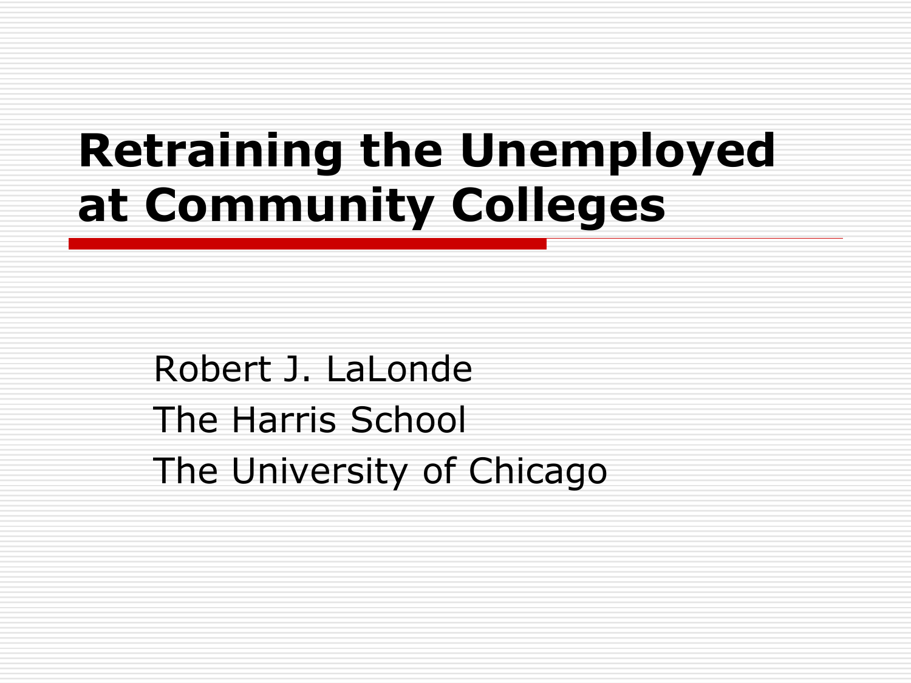# Retraining the Unemployed at Community Colleges

Robert J. LaLonde

The Harris School

The University of Chicago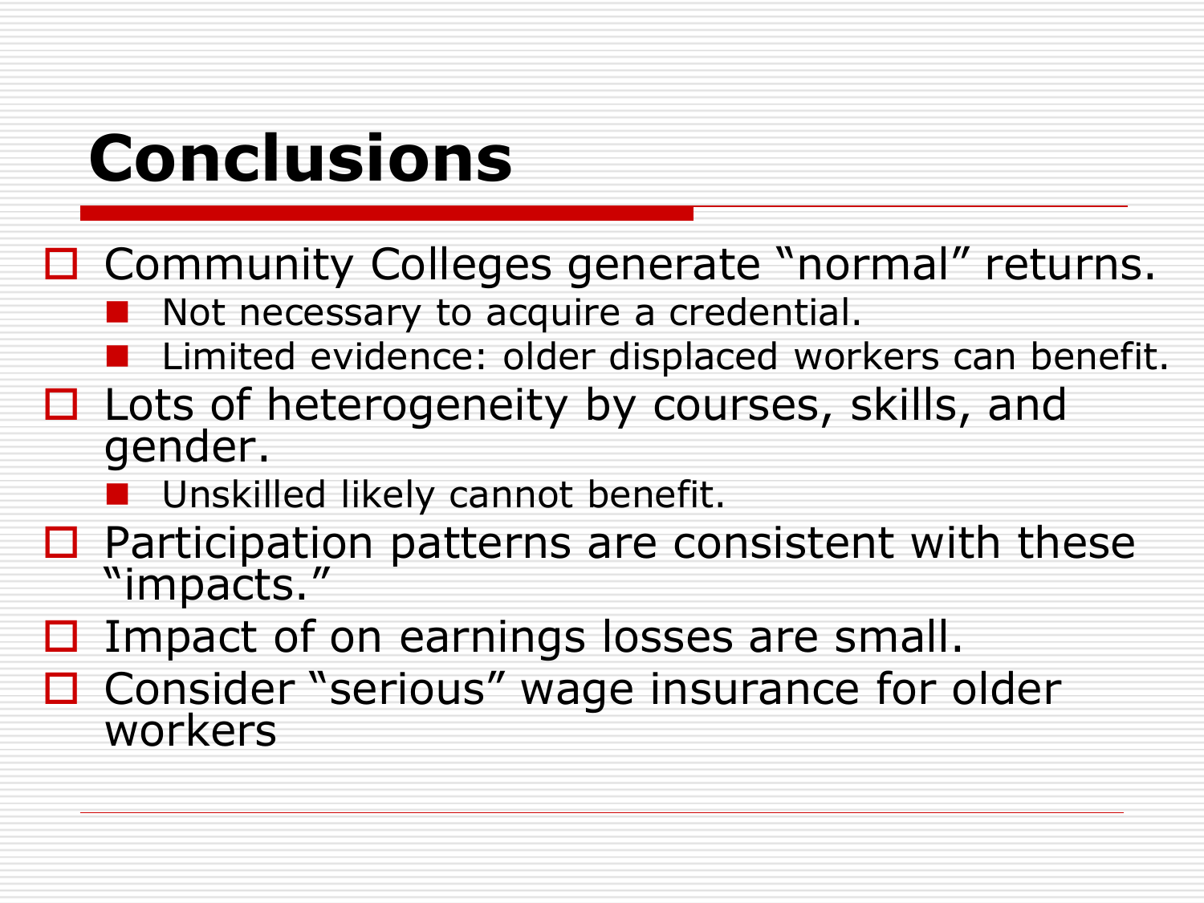# Conclusions

- Community Colleges generate “normal” returns.
  - Not necessary to acquire a credential.
  - Limited evidence: older displaced workers can benefit.
- Lots of heterogeneity by courses, skills, and gender.
  - Unskilled likely cannot benefit.
- Participation patterns are consistent with these “impacts.”
- Impact of on earnings losses are small.
- Consider “serious” wage insurance for older workers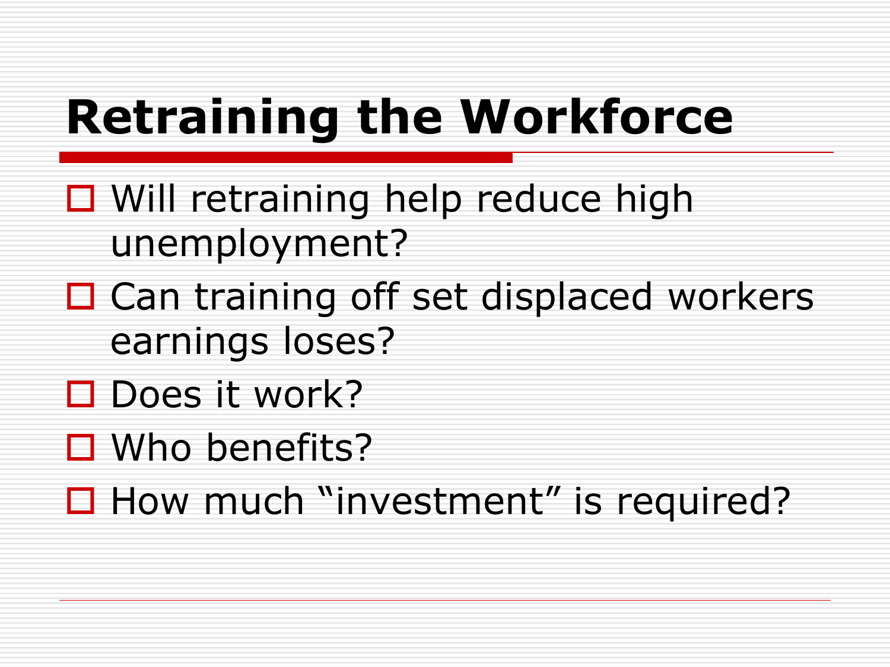# Retraining the Workforce

- Will retraining help reduce high unemployment?
- Can training off set displaced workers earnings loses?
- Does it work?
- Who benefits?
- How much “investment” is required?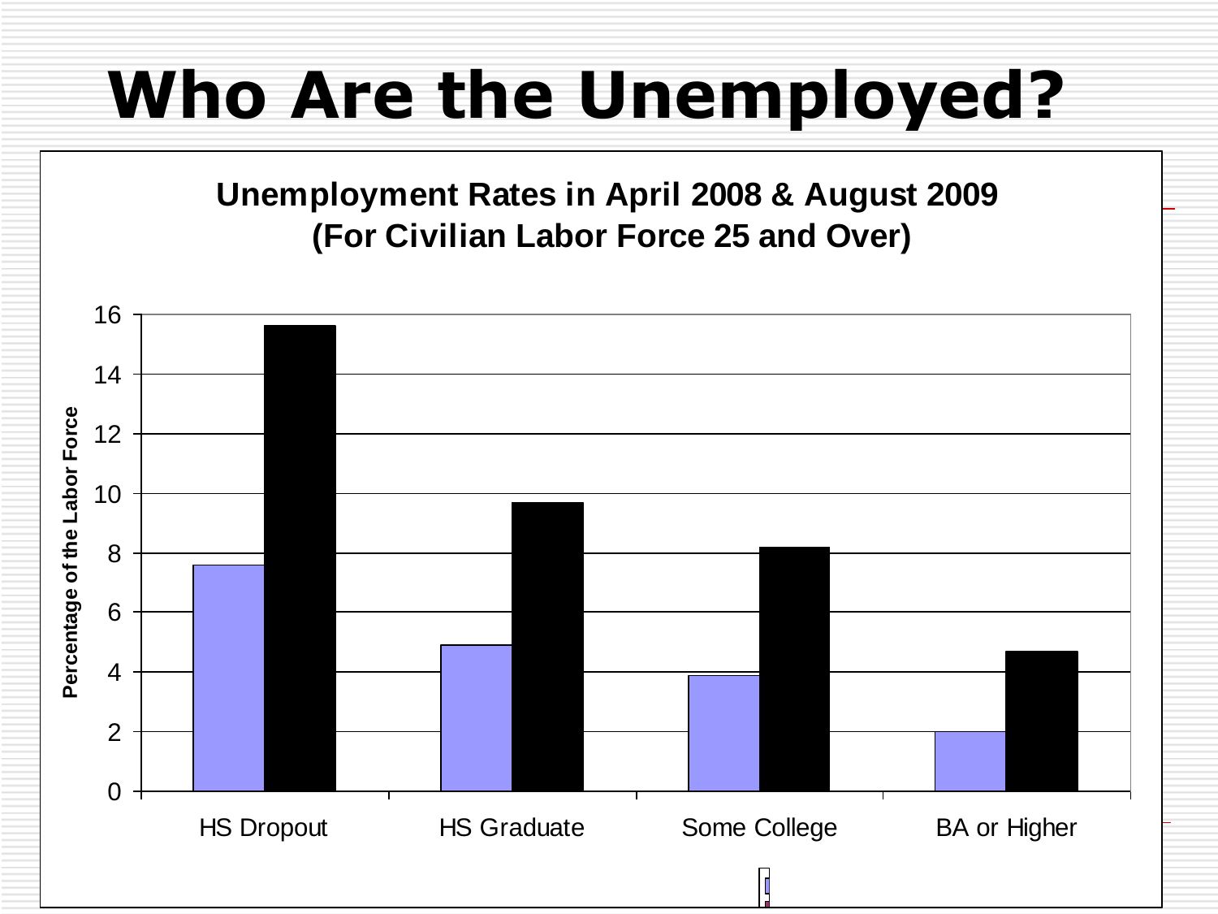# Who Are the Unemployed?

**Unemployment Rates in April 2008 & August 2009**
**(For Civilian Labor Force 25 and Over)**

Percentage of the Labor Force

HS Dropout | HS Graduate | Some College | BA or Higher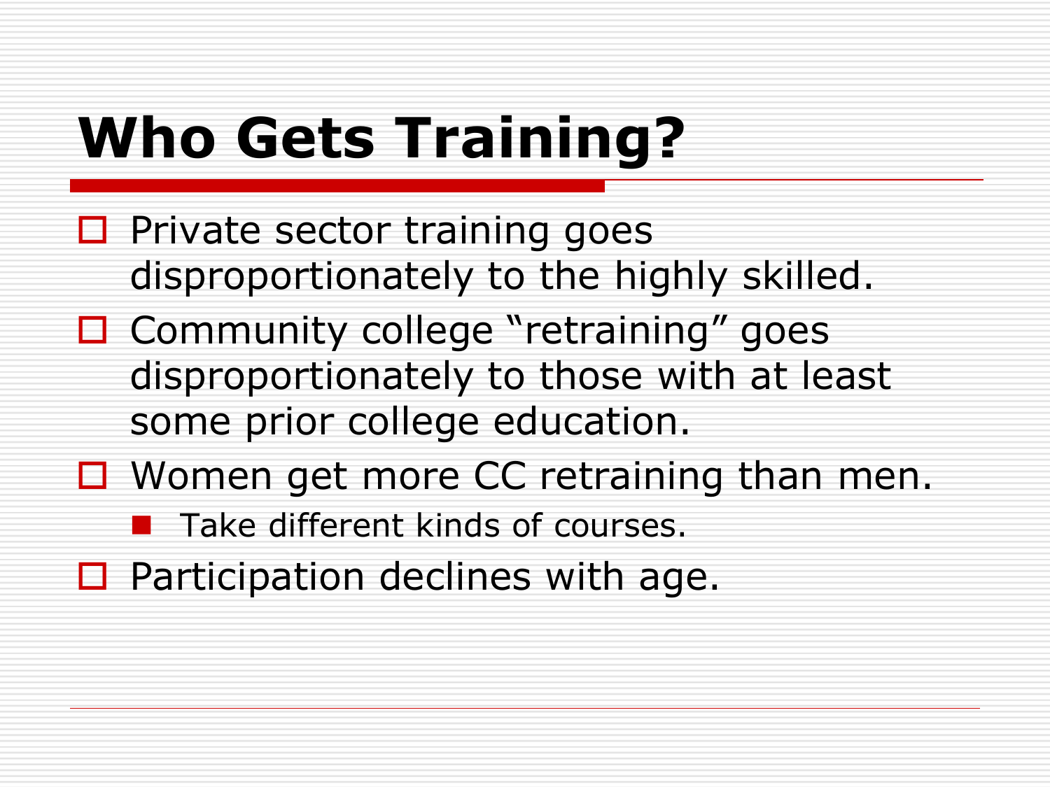# Who Gets Training?

- Private sector training goes disproportionately to the highly skilled.
- Community college “retraining” goes disproportionately to those with at least some prior college education.
- Women get more CC retraining than men.
  - Take different kinds of courses.
- Participation declines with age.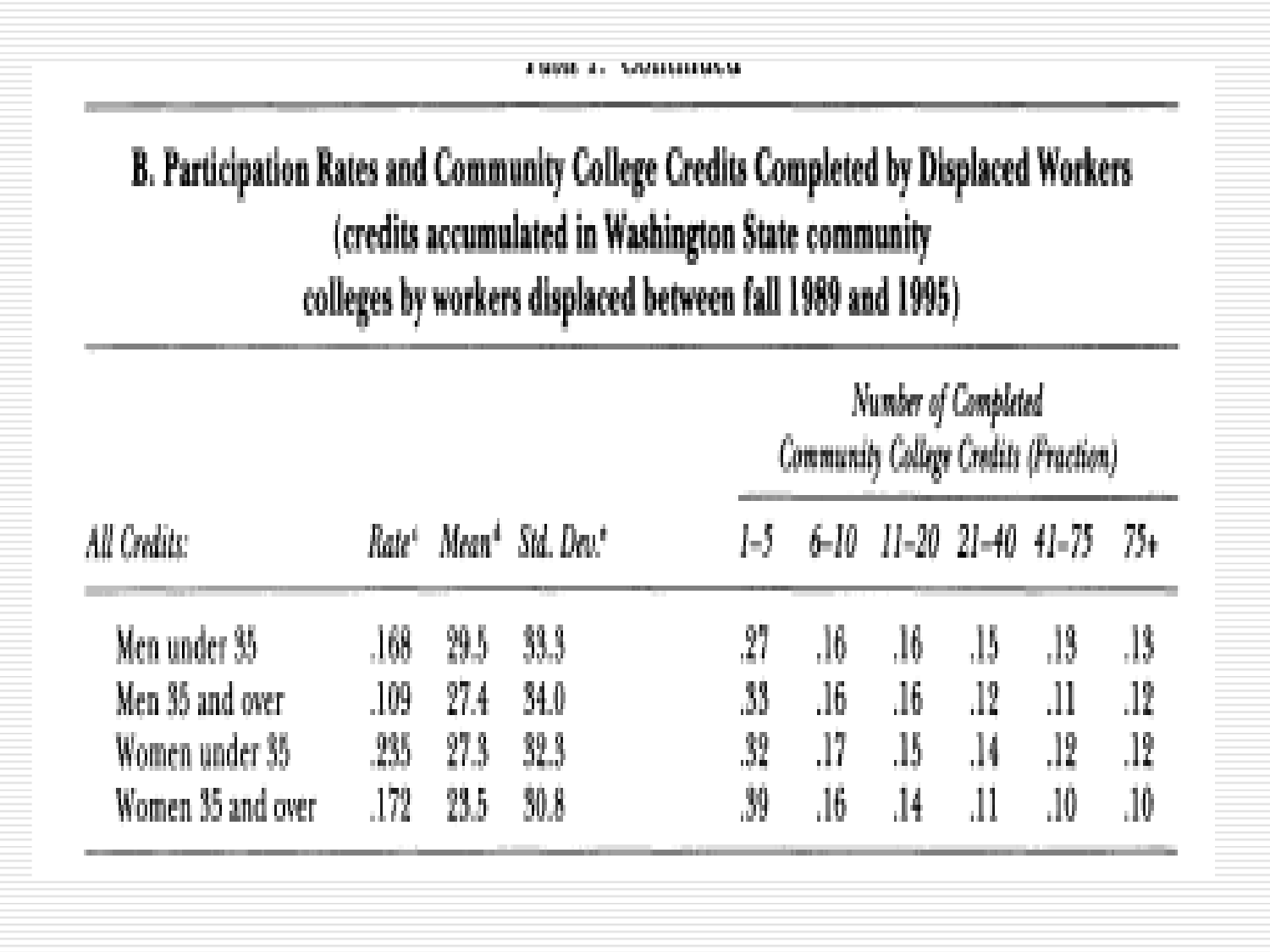Table 1. Continued

## B. Participation Rates and Community College Credits Completed by Displaced Workers

(credits accumulated in Washington State community colleges by workers displaced between fall 1989 and 1995)

| *All Credits:* | *Rate*[c] | *Mean*[d] | *Std. Dev.*[e] | *Number of Completed Community College Credits (Fraction)* | | | | | |
|---|---|---|---|---|---|---|---|---|---|
| | | | | *1–5* | *6–10* | *11–20* | *21–40* | *41–75* | *75+* |
| Men under 35 | .168 | 29.5 | 33.3 | .27 | .16 | .16 | .15 | .13 | .13 |
| Men 35 and over | .109 | 27.4 | 34.0 | .33 | .16 | .16 | .12 | .11 | .12 |
| Women under 35 | .235 | 27.3 | 32.3 | .32 | .17 | .15 | .14 | .12 | .12 |
| Women 35 and over | .172 | 23.5 | 30.8 | .39 | .16 | .14 | .11 | .10 | .10 |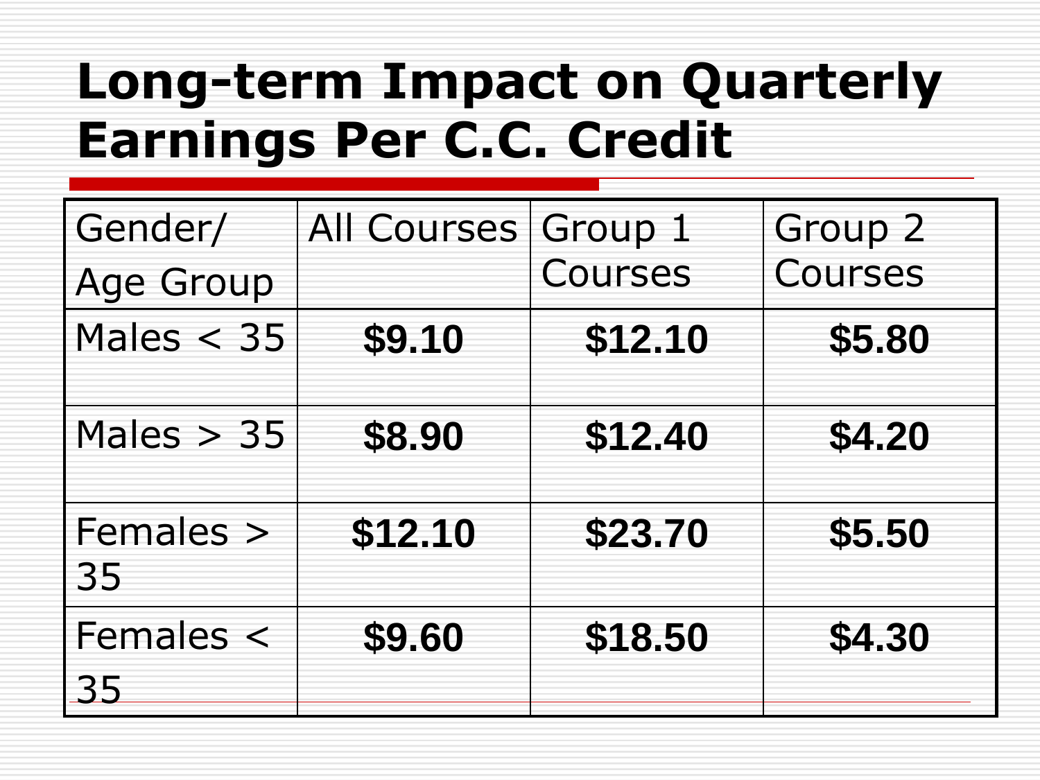# Long-term Impact on Quarterly Earnings Per C.C. Credit

| Gender/ Age Group | All Courses | Group 1 Courses | Group 2 Courses |
|---|---|---|---|
| Males < 35 | **$9.10** | **$12.10** | **$5.80** |
| Males > 35 | **$8.90** | **$12.40** | **$4.20** |
| Females > 35 | **$12.10** | **$23.70** | **$5.50** |
| Females < 35 | **$9.60** | **$18.50** | **$4.30** |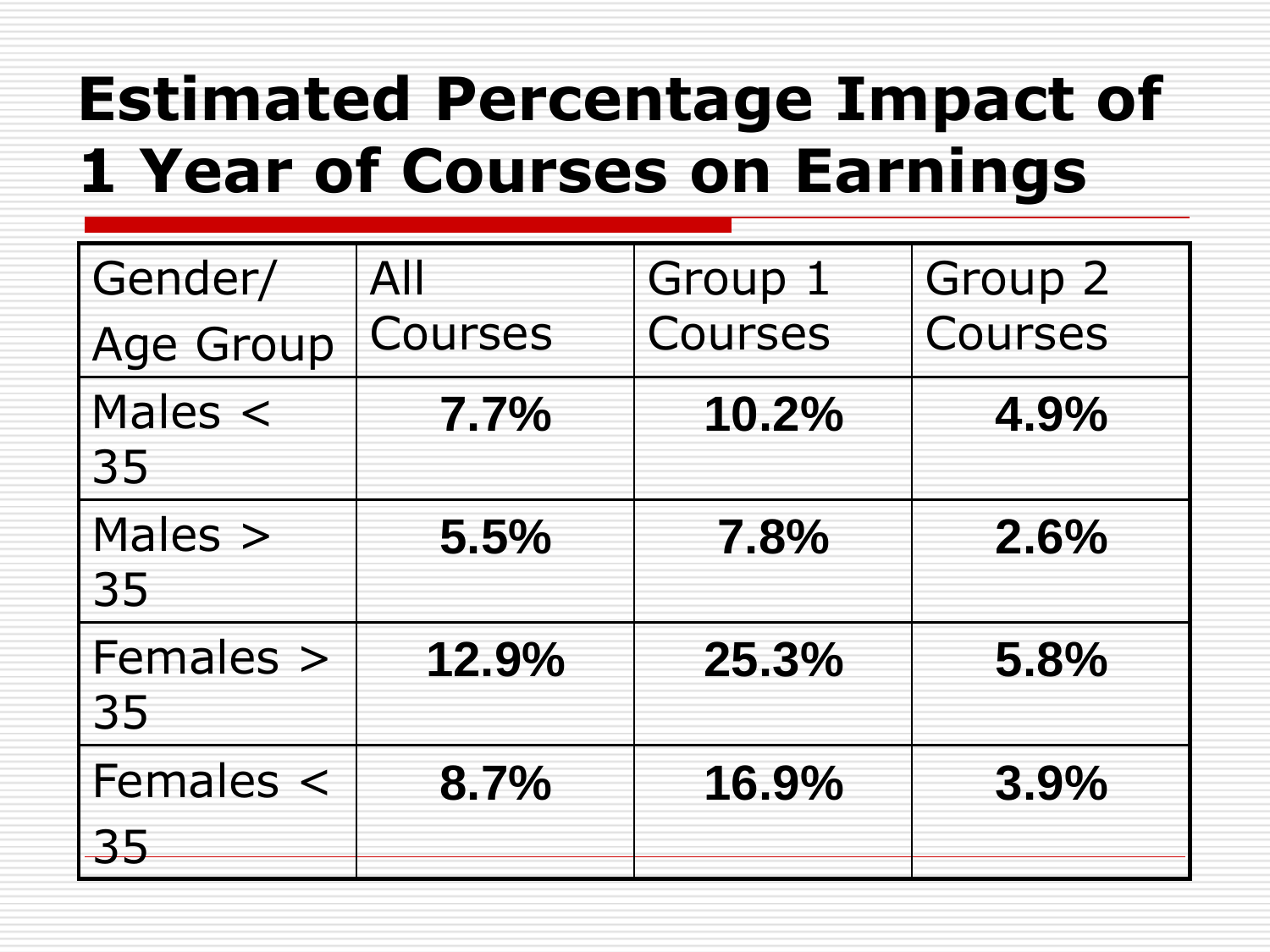# Estimated Percentage Impact of 1 Year of Courses on Earnings

| Gender/ Age Group | All Courses | Group 1 Courses | Group 2 Courses |
|---|---|---|---|
| Males < 35 | **7.7%** | **10.2%** | **4.9%** |
| Males > 35 | **5.5%** | **7.8%** | **2.6%** |
| Females > 35 | **12.9%** | **25.3%** | **5.8%** |
| Females < 35 | **8.7%** | **16.9%** | **3.9%** |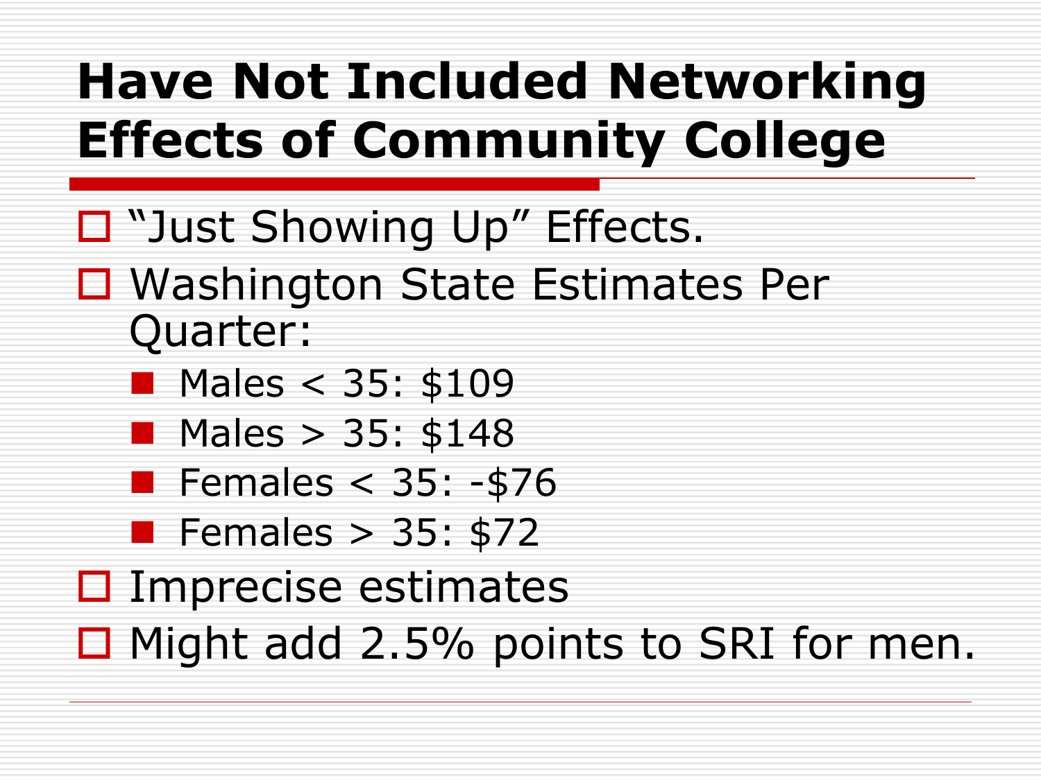# Have Not Included Networking Effects of Community College

- "Just Showing Up" Effects.
- Washington State Estimates Per Quarter:
  - Males < 35: $109
  - Males > 35: $148
  - Females < 35: -$76
  - Females > 35: $72
- Imprecise estimates
- Might add 2.5% points to SRI for men.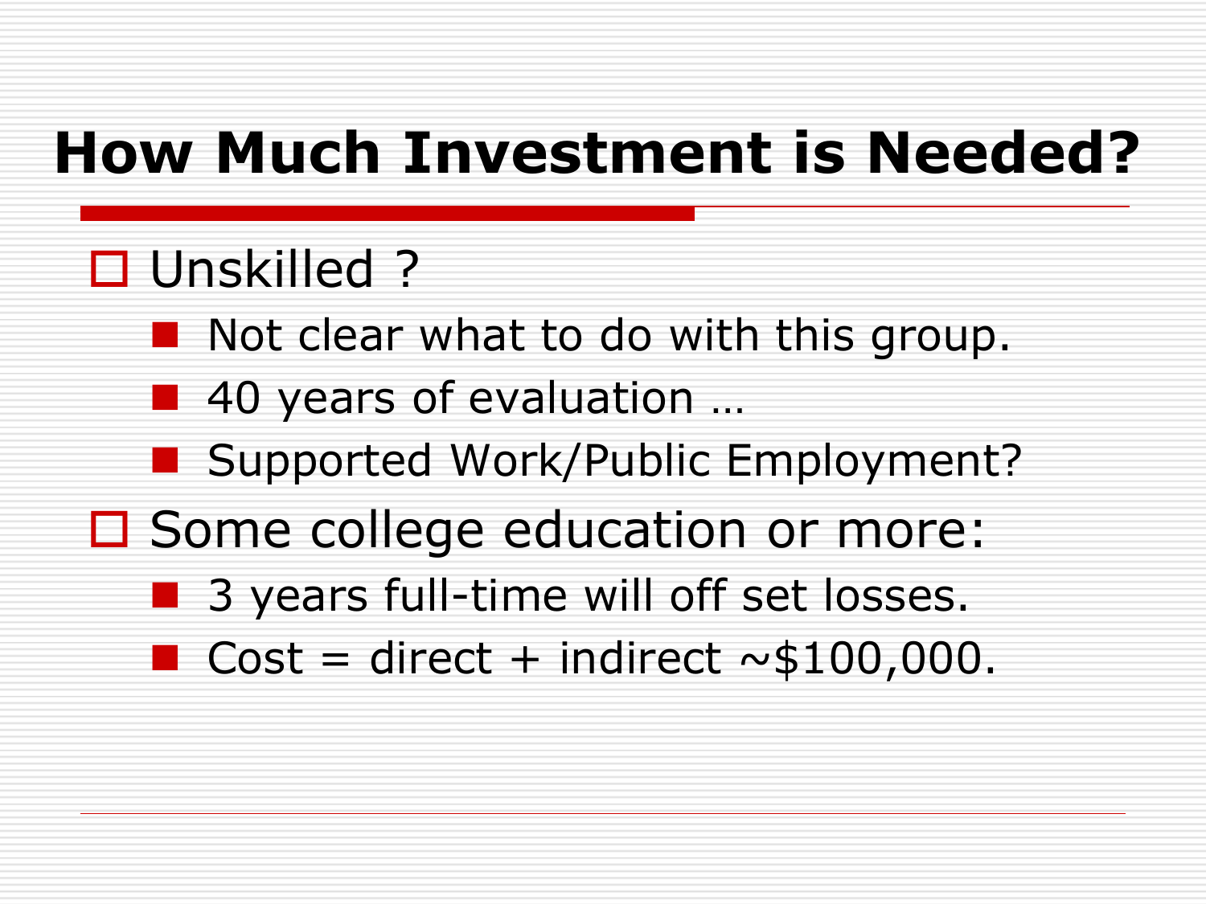# How Much Investment is Needed?

- Unskilled ?
  - Not clear what to do with this group.
  - 40 years of evaluation …
  - Supported Work/Public Employment?
- Some college education or more:
  - 3 years full-time will off set losses.
  - Cost = direct + indirect ~$100,000.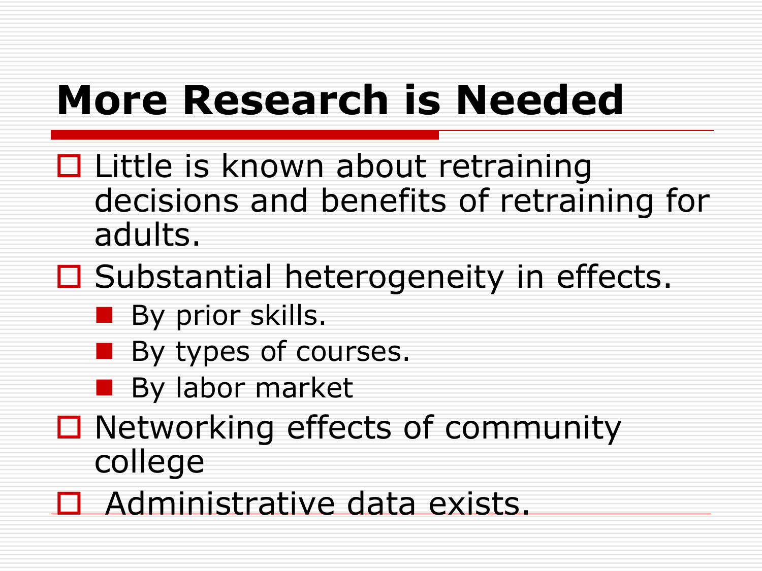# More Research is Needed

- Little is known about retraining decisions and benefits of retraining for adults.
- Substantial heterogeneity in effects.
  - By prior skills.
  - By types of courses.
  - By labor market
- Networking effects of community college
- Administrative data exists.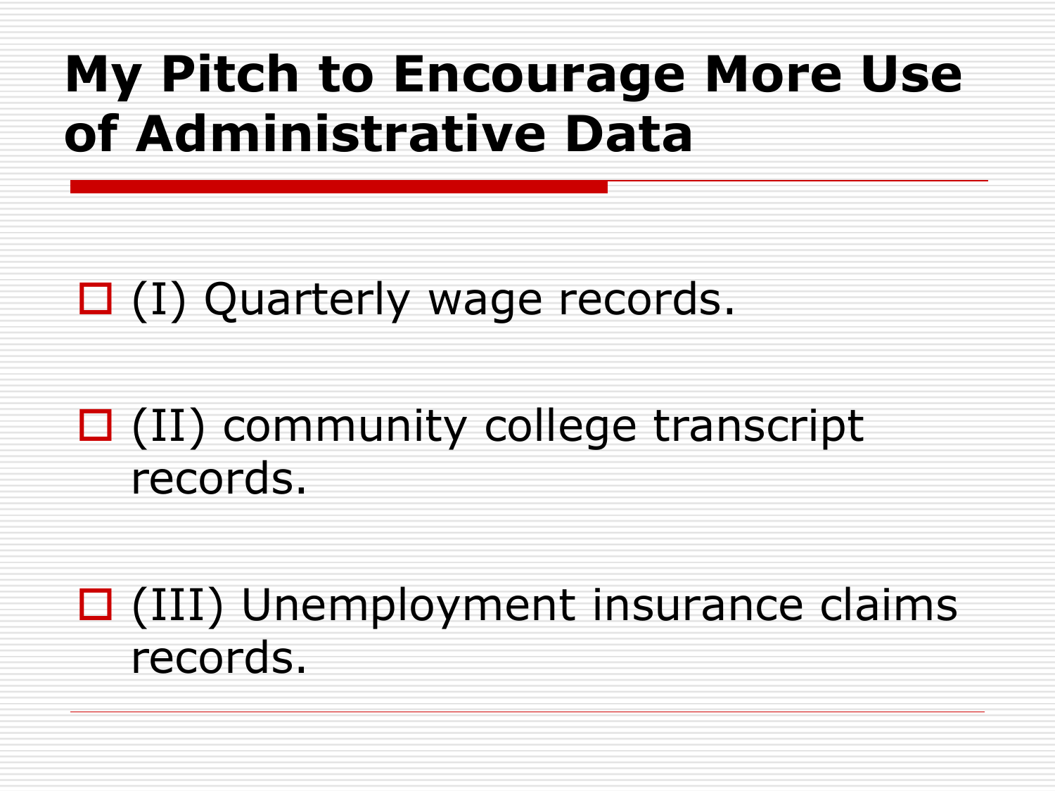# My Pitch to Encourage More Use of Administrative Data

- (I) Quarterly wage records.
- (II) community college transcript records.
- (III) Unemployment insurance claims records.